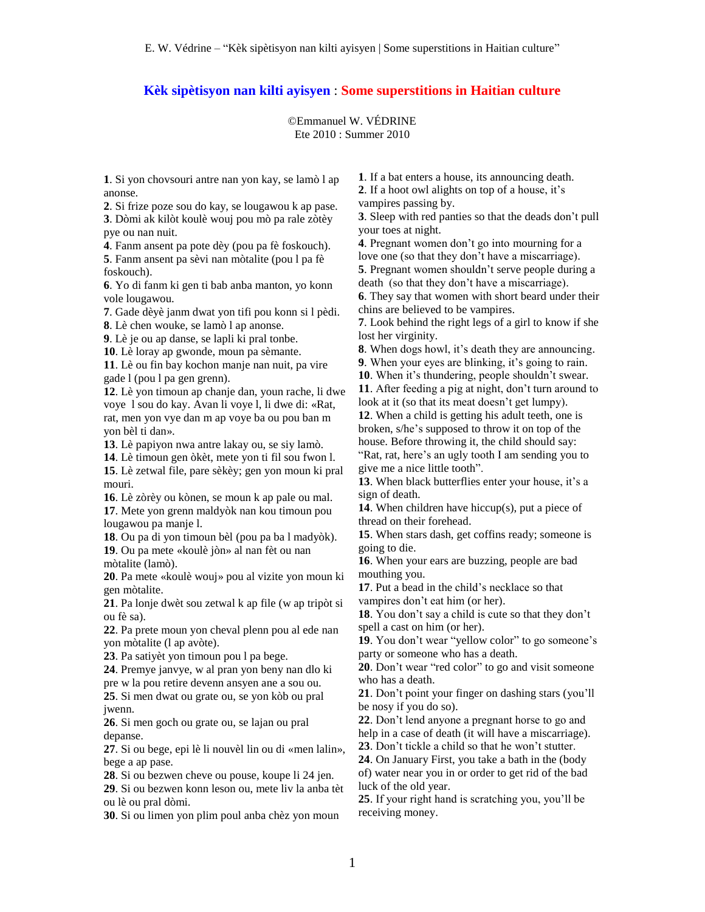# **Kèk sipètisyon nan kilti ayisyen** : **Some superstitions in Haitian culture**

©Emmanuel W. VÉDRINE
Ete 2010 : Summer 2010

**1**. Si yon chovsouri antre nan yon kay, se lamò l ap anonse.
**2**. Si frize poze sou do kay, se lougawou k ap pase.
**3**. Dòmi ak kilòt koulè wouj pou mò pa rale zòtèy pye ou nan nuit.
**4**. Fanm ansent pa pote dèy (pou pa fè foskouch).
**5**. Fanm ansent pa sèvi nan mòtalite (pou l pa fè foskouch).
**6**. Yo di fanm ki gen ti bab anba manton, yo konn vole lougawou.
**7**. Gade dèyè janm dwat yon tifi pou konn si l pèdi.
**8**. Lè chen wouke, se lamò l ap anonse.
**9**. Lè je ou ap danse, se lapli ki pral tonbe.
**10**. Lè loray ap gwonde, moun pa sèmante.
**11**. Lè ou fin bay kochon manje nan nuit, pa vire gade l (pou l pa gen grenn).
**12**. Lè yon timoun ap chanje dan, youn rache, li dwe voye l sou do kay. Avan li voye l, li dwe di: «Rat, rat, men yon vye dan m ap voye ba ou pou ban m yon bèl ti dan».
**13**. Lè papiyon nwa antre lakay ou, se siy lamò.
**14**. Lè timoun gen òkèt, mete yon ti fil sou fwon l.
**15**. Lè zetwal file, pare sèkèy; gen yon moun ki pral mouri.
**16**. Lè zòrèy ou kònen, se moun k ap pale ou mal.
**17**. Mete yon grenn maldyòk nan kou timoun pou lougawou pa manje l.
**18**. Ou pa di yon timoun bèl (pou pa ba l madyòk).
**19**. Ou pa mete «koulè jòn» al nan fèt ou nan mòtalite (lamò).
**20**. Pa mete «koulè wouj» pou al vizite yon moun ki gen mòtalite.
**21**. Pa lonje dwèt sou zetwal k ap file (w ap tripòt si ou fè sa).
**22**. Pa prete moun yon cheval plenn pou al ede nan yon mòtalite (l ap avòte).
**23**. Pa satiyèt yon timoun pou l pa bege.
**24**. Premye janvye, w al pran yon beny nan dlo ki pre w la pou retire devenn ansyen ane a sou ou.
**25**. Si men dwat ou grate ou, se yon kòb ou pral jwenn.
**26**. Si men goch ou grate ou, se lajan ou pral depanse.
**27**. Si ou bege, epi lè li nouvèl lin ou di «men lalin», bege a ap pase.
**28**. Si ou bezwen cheve ou pouse, koupe li 24 jen.
**29**. Si ou bezwen konn leson ou, mete liv la anba tèt ou lè ou pral dòmi.
**30**. Si ou limen yon plim poul anba chèz yon moun

**1**. If a bat enters a house, its announcing death.
**2**. If a hoot owl alights on top of a house, it's vampires passing by.
**3**. Sleep with red panties so that the deads don't pull your toes at night.
**4**. Pregnant women don't go into mourning for a love one (so that they don't have a miscarriage).
**5**. Pregnant women shouldn't serve people during a death (so that they don't have a miscarriage).
**6**. They say that women with short beard under their chins are believed to be vampires.
**7**. Look behind the right legs of a girl to know if she lost her virginity.
**8**. When dogs howl, it's death they are announcing.
**9**. When your eyes are blinking, it's going to rain.
**10**. When it's thundering, people shouldn't swear.
**11**. After feeding a pig at night, don't turn around to look at it (so that its meat doesn't get lumpy).
**12**. When a child is getting his adult teeth, one is broken, s/he's supposed to throw it on top of the house. Before throwing it, the child should say: "Rat, rat, here's an ugly tooth I am sending you to give me a nice little tooth".
**13**. When black butterflies enter your house, it's a sign of death.
**14**. When children have hiccup(s), put a piece of thread on their forehead.
**15**. When stars dash, get coffins ready; someone is going to die.
**16**. When your ears are buzzing, people are bad mouthing you.
**17**. Put a bead in the child's necklace so that vampires don't eat him (or her).
**18**. You don't say a child is cute so that they don't spell a cast on him (or her).
**19**. You don't wear "yellow color" to go someone's party or someone who has a death.
**20**. Don't wear "red color" to go and visit someone who has a death.
**21**. Don't point your finger on dashing stars (you'll be nosy if you do so).
**22**. Don't lend anyone a pregnant horse to go and help in a case of death (it will have a miscarriage).
**23**. Don't tickle a child so that he won't stutter.
**24**. On January First, you take a bath in the (body of) water near you in or order to get rid of the bad luck of the old year.
**25**. If your right hand is scratching you, you'll be receiving money.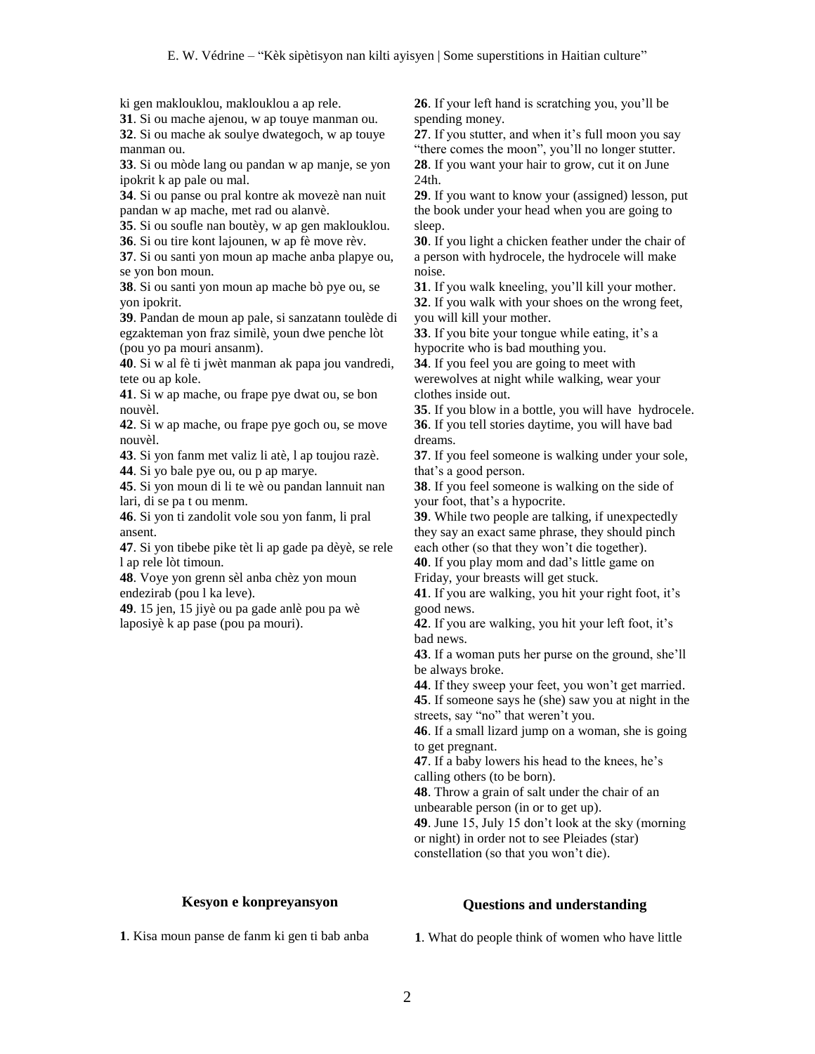ki gen maklouklou, maklouklou a ap rele.
**31**. Si ou mache ajenou, w ap touye manman ou.
**32**. Si ou mache ak soulye dwategoch, w ap touye manman ou.
**33**. Si ou mòde lang ou pandan w ap manje, se yon ipokrit k ap pale ou mal.
**34**. Si ou panse ou pral kontre ak movezè nan nuit pandan w ap mache, met rad ou alanvè.
**35**. Si ou soufle nan boutèy, w ap gen maklouklou.
**36**. Si ou tire kont lajounen, w ap fè move rèv.
**37**. Si ou santi yon moun ap mache anba plapye ou, se yon bon moun.
**38**. Si ou santi yon moun ap mache bò pye ou, se yon ipokrit.
**39**. Pandan de moun ap pale, si sanzatann toulède di egzakteman yon fraz similè, youn dwe penche lòt (pou yo pa mouri ansanm).
**40**. Si w al fè ti jwèt manman ak papa jou vandredi, tete ou ap kole.
**41**. Si w ap mache, ou frape pye dwat ou, se bon nouvèl.
**42**. Si w ap mache, ou frape pye goch ou, se move nouvèl.
**43**. Si yon fanm met valiz li atè, l ap toujou razè.
**44**. Si yo bale pye ou, ou p ap marye.
**45**. Si yon moun di li te wè ou pandan lannuit nan lari, di se pa t ou menm.
**46**. Si yon ti zandolit vole sou yon fanm, li pral ansent.
**47**. Si yon tibebe pike tèt li ap gade pa dèyè, se rele l ap rele lòt timoun.
**48**. Voye yon grenn sèl anba chèz yon moun endezirab (pou l ka leve).
**49**. 15 jen, 15 jiyè ou pa gade anlè pou pa wè laposiyè k ap pase (pou pa mouri).

**26**. If your left hand is scratching you, you'll be spending money.
**27**. If you stutter, and when it's full moon you say "there comes the moon", you'll no longer stutter.
**28**. If you want your hair to grow, cut it on June 24th.
**29**. If you want to know your (assigned) lesson, put the book under your head when you are going to sleep.
**30**. If you light a chicken feather under the chair of a person with hydrocele, the hydrocele will make noise.
**31**. If you walk kneeling, you'll kill your mother.
**32**. If you walk with your shoes on the wrong feet, you will kill your mother.
**33**. If you bite your tongue while eating, it's a hypocrite who is bad mouthing you.
**34**. If you feel you are going to meet with werewolves at night while walking, wear your clothes inside out.
**35**. If you blow in a bottle, you will have hydrocele.
**36**. If you tell stories daytime, you will have bad dreams.
**37**. If you feel someone is walking under your sole, that's a good person.
**38**. If you feel someone is walking on the side of your foot, that's a hypocrite.
**39**. While two people are talking, if unexpectedly they say an exact same phrase, they should pinch each other (so that they won't die together).
**40**. If you play mom and dad's little game on Friday, your breasts will get stuck.
**41**. If you are walking, you hit your right foot, it's good news.
**42**. If you are walking, you hit your left foot, it's bad news.
**43**. If a woman puts her purse on the ground, she'll be always broke.
**44**. If they sweep your feet, you won't get married.
**45**. If someone says he (she) saw you at night in the streets, say "no" that weren't you.
**46**. If a small lizard jump on a woman, she is going to get pregnant.
**47**. If a baby lowers his head to the knees, he's calling others (to be born).
**48**. Throw a grain of salt under the chair of an unbearable person (in or to get up).
**49**. June 15, July 15 don't look at the sky (morning or night) in order not to see Pleiades (star) constellation (so that you won't die).

### Kesyon e konpreyansyon

**1**. Kisa moun panse de fanm ki gen ti bab anba

### Questions and understanding

**1**. What do people think of women who have little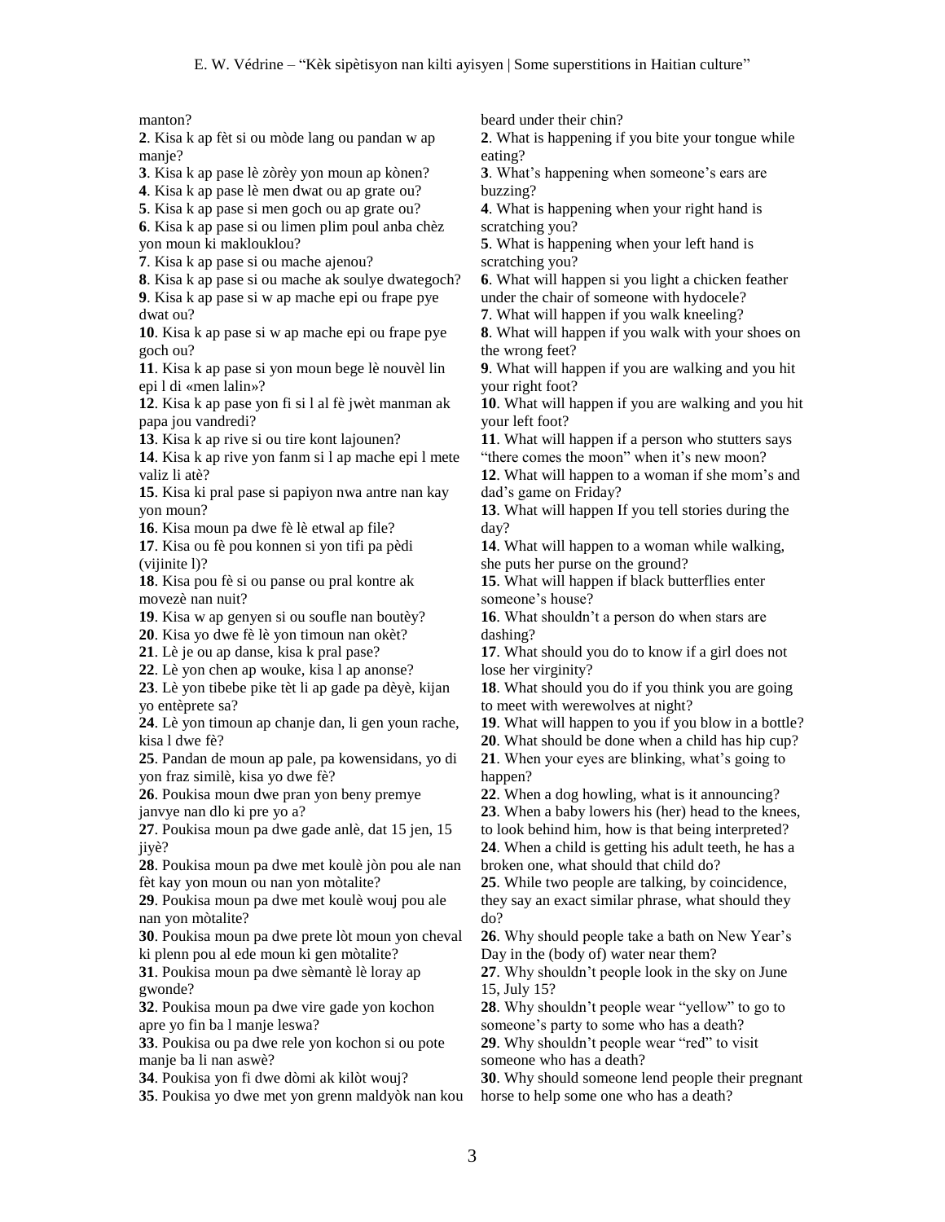manton?

**2**. Kisa k ap fèt si ou mòde lang ou pandan w ap manje?

**3**. Kisa k ap pase lè zòrèy yon moun ap kònen?

**4**. Kisa k ap pase lè men dwat ou ap grate ou?

**5**. Kisa k ap pase si men goch ou ap grate ou?

**6**. Kisa k ap pase si ou limen plim poul anba chèz yon moun ki maklouklou?

**7**. Kisa k ap pase si ou mache ajenou?

**8**. Kisa k ap pase si ou mache ak soulye dwategoch?

**9**. Kisa k ap pase si w ap mache epi ou frape pye dwat ou?

**10**. Kisa k ap pase si w ap mache epi ou frape pye goch ou?

**11**. Kisa k ap pase si yon moun bege lè nouvèl lin epi l di «men lalin»?

**12**. Kisa k ap pase yon fi si l al fè jwèt manman ak papa jou vandredi?

**13**. Kisa k ap rive si ou tire kont lajounen?

**14**. Kisa k ap rive yon fanm si l ap mache epi l mete valiz li atè?

**15**. Kisa ki pral pase si papiyon nwa antre nan kay yon moun?

**16**. Kisa moun pa dwe fè lè etwal ap file?

**17**. Kisa ou fè pou konnen si yon tifi pa pèdi (vijinite l)?

**18**. Kisa pou fè si ou panse ou pral kontre ak movezè nan nuit?

**19**. Kisa w ap genyen si ou soufle nan boutèy?

**20**. Kisa yo dwe fè lè yon timoun nan okèt?

**21**. Lè je ou ap danse, kisa k pral pase?

**22**. Lè yon chen ap wouke, kisa l ap anonse?

**23**. Lè yon tibebe pike tèt li ap gade pa dèyè, kijan yo entèprete sa?

**24**. Lè yon timoun ap chanje dan, li gen youn rache, kisa l dwe fè?

**25**. Pandan de moun ap pale, pa kowensidans, yo di yon fraz similè, kisa yo dwe fè?

**26**. Poukisa moun dwe pran yon beny premye janvye nan dlo ki pre yo a?

**27**. Poukisa moun pa dwe gade anlè, dat 15 jen, 15 jiyè?

**28**. Poukisa moun pa dwe met koulè jòn pou ale nan fèt kay yon moun ou nan yon mòtalite?

**29**. Poukisa moun pa dwe met koulè wouj pou ale nan yon mòtalite?

**30**. Poukisa moun pa dwe prete lòt moun yon cheval ki plenn pou al ede moun ki gen mòtalite?

**31**. Poukisa moun pa dwe sèmantè lè loray ap gwonde?

**32**. Poukisa moun pa dwe vire gade yon kochon apre yo fin ba l manje leswa?

**33**. Poukisa ou pa dwe rele yon kochon si ou pote manje ba li nan aswè?

**34**. Poukisa yon fi dwe dòmi ak kilòt wouj?

**35**. Poukisa yo dwe met yon grenn maldyòk nan kou

beard under their chin?

**2**. What is happening if you bite your tongue while eating?

**3**. What's happening when someone's ears are buzzing?

**4**. What is happening when your right hand is scratching you?

**5**. What is happening when your left hand is scratching you?

**6**. What will happen si you light a chicken feather under the chair of someone with hydocele?

**7**. What will happen if you walk kneeling?

**8**. What will happen if you walk with your shoes on the wrong feet?

**9**. What will happen if you are walking and you hit your right foot?

**10**. What will happen if you are walking and you hit your left foot?

**11**. What will happen if a person who stutters says "there comes the moon" when it's new moon?

**12**. What will happen to a woman if she mom's and dad's game on Friday?

**13**. What will happen If you tell stories during the day?

**14**. What will happen to a woman while walking, she puts her purse on the ground?

**15**. What will happen if black butterflies enter someone's house?

**16**. What shouldn't a person do when stars are dashing?

**17**. What should you do to know if a girl does not lose her virginity?

**18**. What should you do if you think you are going to meet with werewolves at night?

**19**. What will happen to you if you blow in a bottle?

**20**. What should be done when a child has hip cup?

**21**. When your eyes are blinking, what's going to happen?

**22**. When a dog howling, what is it announcing?

**23**. When a baby lowers his (her) head to the knees, to look behind him, how is that being interpreted?

**24**. When a child is getting his adult teeth, he has a broken one, what should that child do?

**25**. While two people are talking, by coincidence, they say an exact similar phrase, what should they do?

**26**. Why should people take a bath on New Year's Day in the (body of) water near them?

**27**. Why shouldn't people look in the sky on June 15, July 15?

**28**. Why shouldn't people wear "yellow" to go to someone's party to some who has a death?

**29**. Why shouldn't people wear "red" to visit someone who has a death?

**30**. Why should someone lend people their pregnant horse to help some one who has a death?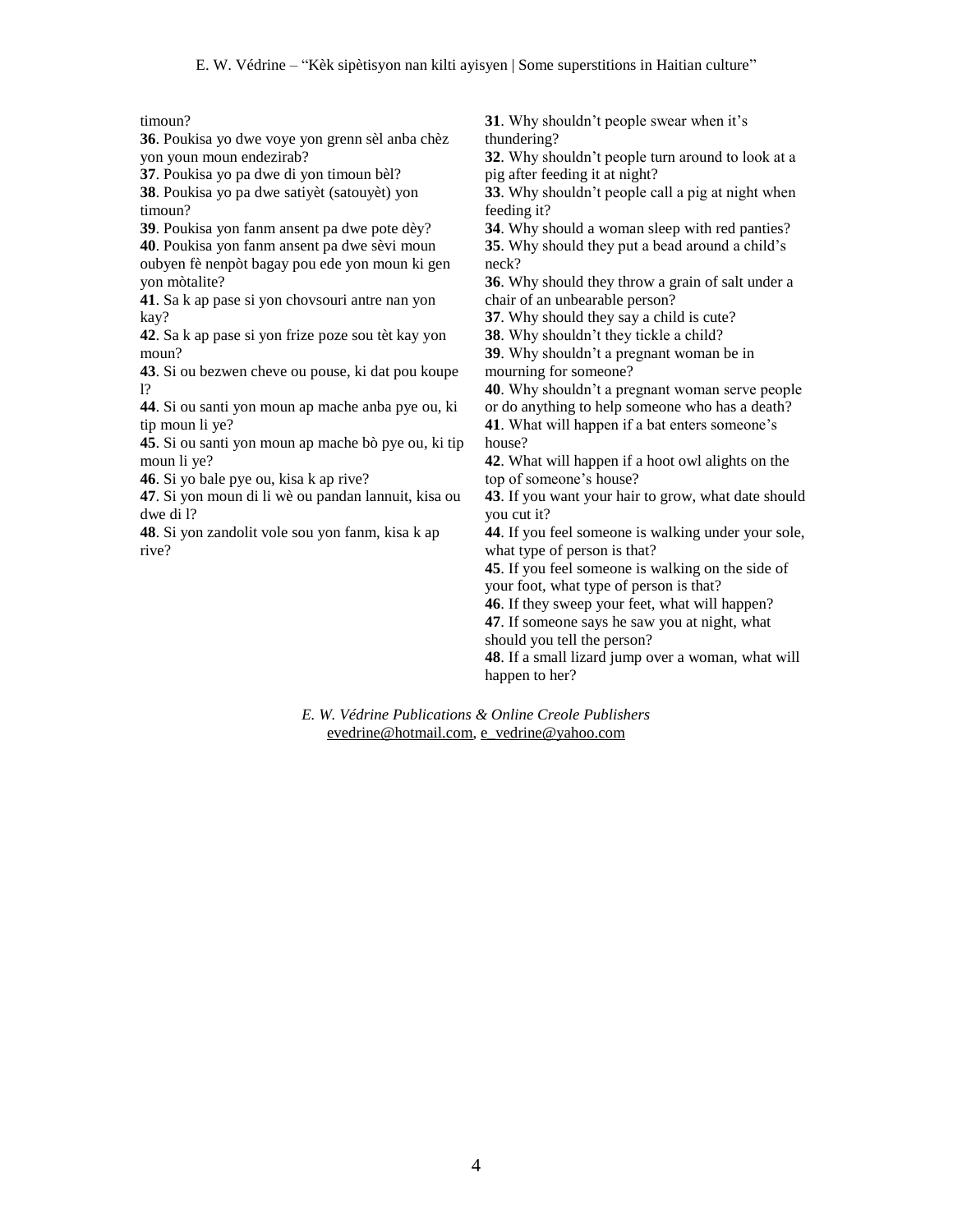timoun?

**36**. Poukisa yo dwe voye yon grenn sèl anba chèz yon youn moun endezirab?

**37**. Poukisa yo pa dwe di yon timoun bèl?

**38**. Poukisa yo pa dwe satiyèt (satouyèt) yon timoun?

**39**. Poukisa yon fanm ansent pa dwe pote dèy?

**40**. Poukisa yon fanm ansent pa dwe sèvi moun oubyen fè nenpòt bagay pou ede yon moun ki gen yon mòtalite?

**41**. Sa k ap pase si yon chovsouri antre nan yon kay?

**42**. Sa k ap pase si yon frize poze sou tèt kay yon moun?

**43**. Si ou bezwen cheve ou pouse, ki dat pou koupe l?

**44**. Si ou santi yon moun ap mache anba pye ou, ki tip moun li ye?

**45**. Si ou santi yon moun ap mache bò pye ou, ki tip moun li ye?

**46**. Si yo bale pye ou, kisa k ap rive?

**47**. Si yon moun di li wè ou pandan lannuit, kisa ou dwe di l?

**48**. Si yon zandolit vole sou yon fanm, kisa k ap rive?

**31**. Why shouldn't people swear when it's thundering?

**32**. Why shouldn't people turn around to look at a pig after feeding it at night?

**33**. Why shouldn't people call a pig at night when feeding it?

**34**. Why should a woman sleep with red panties?

**35**. Why should they put a bead around a child's neck?

**36**. Why should they throw a grain of salt under a chair of an unbearable person?

**37**. Why should they say a child is cute?

**38**. Why shouldn't they tickle a child?

**39**. Why shouldn't a pregnant woman be in mourning for someone?

**40**. Why shouldn't a pregnant woman serve people or do anything to help someone who has a death?

**41**. What will happen if a bat enters someone's house?

**42**. What will happen if a hoot owl alights on the top of someone's house?

**43**. If you want your hair to grow, what date should you cut it?

**44**. If you feel someone is walking under your sole, what type of person is that?

**45**. If you feel someone is walking on the side of your foot, what type of person is that?

**46**. If they sweep your feet, what will happen?

**47**. If someone says he saw you at night, what should you tell the person?

**48**. If a small lizard jump over a woman, what will happen to her?

*E. W. Védrine Publications & Online Creole Publishers*
evedrine@hotmail.com, e_vedrine@yahoo.com